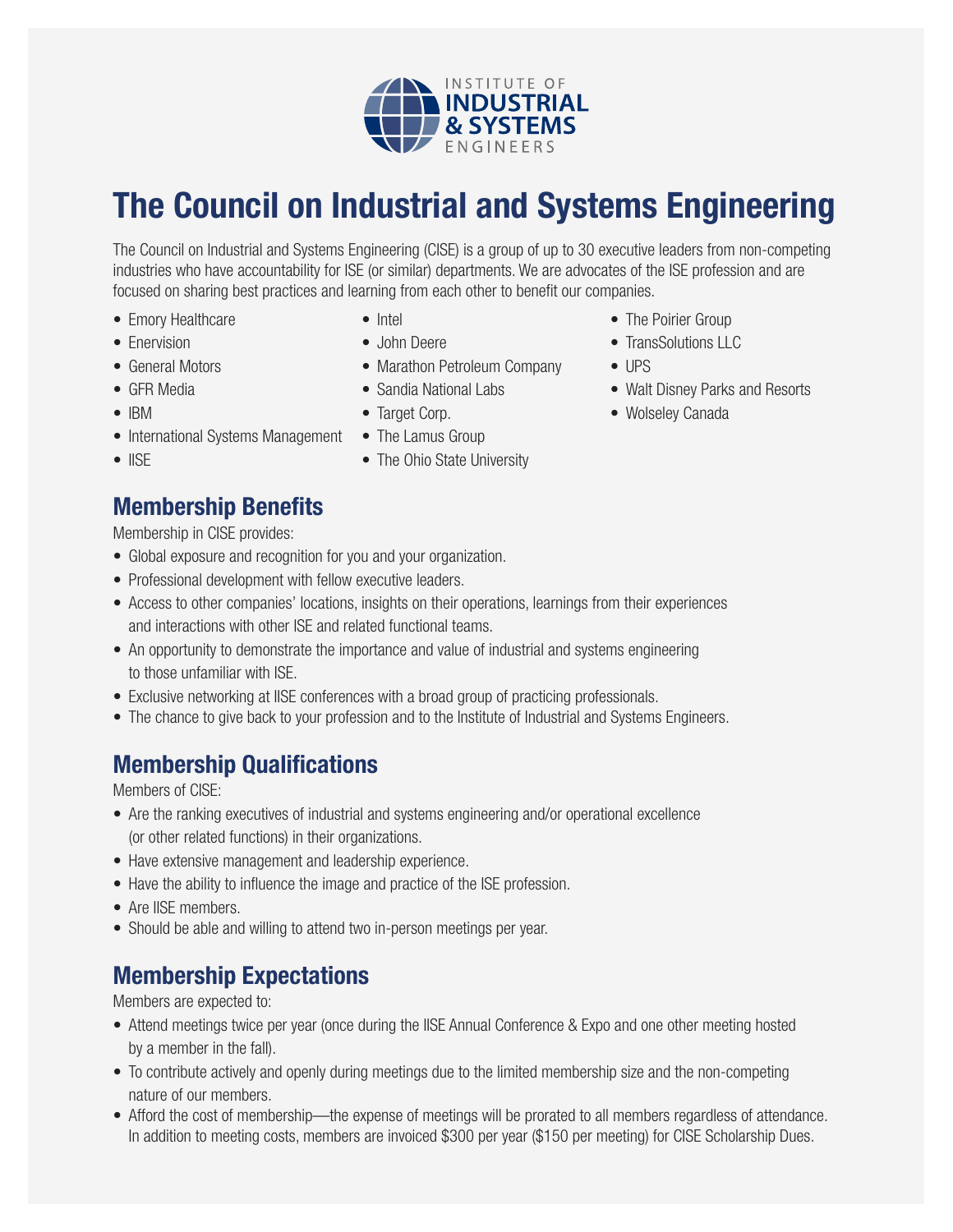# The Council on Industrial and Systems Engineering

The Council on Industrial and Systems Engineering (CISE) is a group of up to 30 executive leaders from non-competing industries who have accountability for ISE (or similar) departments. We are advocates of the ISE profession and are focused on sharing best practices and learning from each other to benefit our companies.

- Emory Healthcare
- Enervision
- General Motors
- GFR Media
- IBM
- International Systems Management
- IISE
- Intel
- John Deere
- Marathon Petroleum Company
- Sandia National Labs
- Target Corp.
- The Lamus Group
- The Ohio State University
- The Poirier Group
- TransSolutions LLC
- UPS
- Walt Disney Parks and Resorts
- Wolseley Canada

## Membership Benefits

Membership in CISE provides:

- Global exposure and recognition for you and your organization.
- Professional development with fellow executive leaders.
- Access to other companies' locations, insights on their operations, learnings from their experiences and interactions with other ISE and related functional teams.
- An opportunity to demonstrate the importance and value of industrial and systems engineering to those unfamiliar with ISE.
- Exclusive networking at IISE conferences with a broad group of practicing professionals.
- The chance to give back to your profession and to the Institute of Industrial and Systems Engineers.

## Membership Qualifications

Members of CISE:

- Are the ranking executives of industrial and systems engineering and/or operational excellence (or other related functions) in their organizations.
- Have extensive management and leadership experience.
- Have the ability to influence the image and practice of the ISE profession.
- Are IISE members.
- Should be able and willing to attend two in-person meetings per year.

## Membership Expectations

Members are expected to:

- Attend meetings twice per year (once during the IISE Annual Conference & Expo and one other meeting hosted by a member in the fall).
- To contribute actively and openly during meetings due to the limited membership size and the non-competing nature of our members.
- Afford the cost of membership—the expense of meetings will be prorated to all members regardless of attendance. In addition to meeting costs, members are invoiced $300 per year ($150 per meeting) for CISE Scholarship Dues.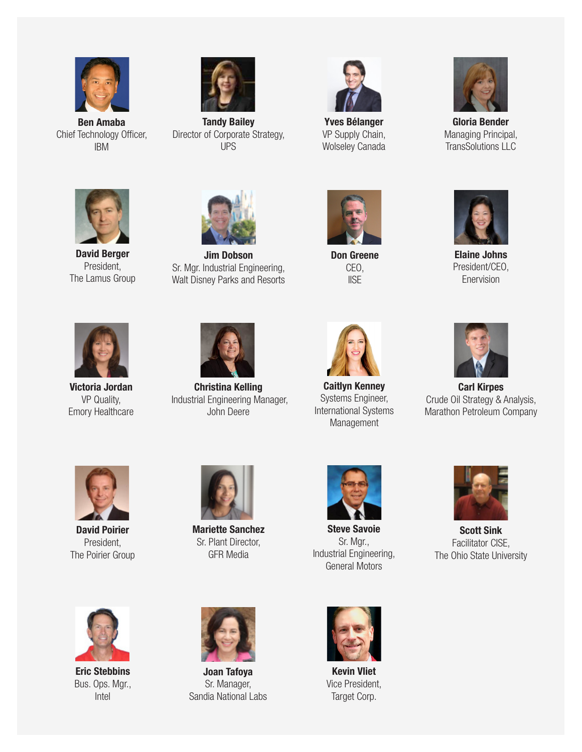**Ben Amaba**
Chief Technology Officer,
IBM

**Tandy Bailey**
Director of Corporate Strategy,
UPS

**Yves Bélanger**
VP Supply Chain,
Wolseley Canada

**Gloria Bender**
Managing Principal,
TransSolutions LLC

**David Berger**
President,
The Lamus Group

**Jim Dobson**
Sr. Mgr. Industrial Engineering,
Walt Disney Parks and Resorts

**Don Greene**
CEO,
IISE

**Elaine Johns**
President/CEO,
Enervision

**Victoria Jordan**
VP Quality,
Emory Healthcare

**Christina Kelling**
Industrial Engineering Manager,
John Deere

**Caitlyn Kenney**
Systems Engineer,
International Systems
Management

**Carl Kirpes**
Crude Oil Strategy & Analysis,
Marathon Petroleum Company

**David Poirier**
President,
The Poirier Group

**Mariette Sanchez**
Sr. Plant Director,
GFR Media

**Steve Savoie**
Sr. Mgr.,
Industrial Engineering,
General Motors

**Scott Sink**
Facilitator CISE,
The Ohio State University

**Eric Stebbins**
Bus. Ops. Mgr.,
Intel

**Joan Tafoya**
Sr. Manager,
Sandia National Labs

**Kevin Vliet**
Vice President,
Target Corp.